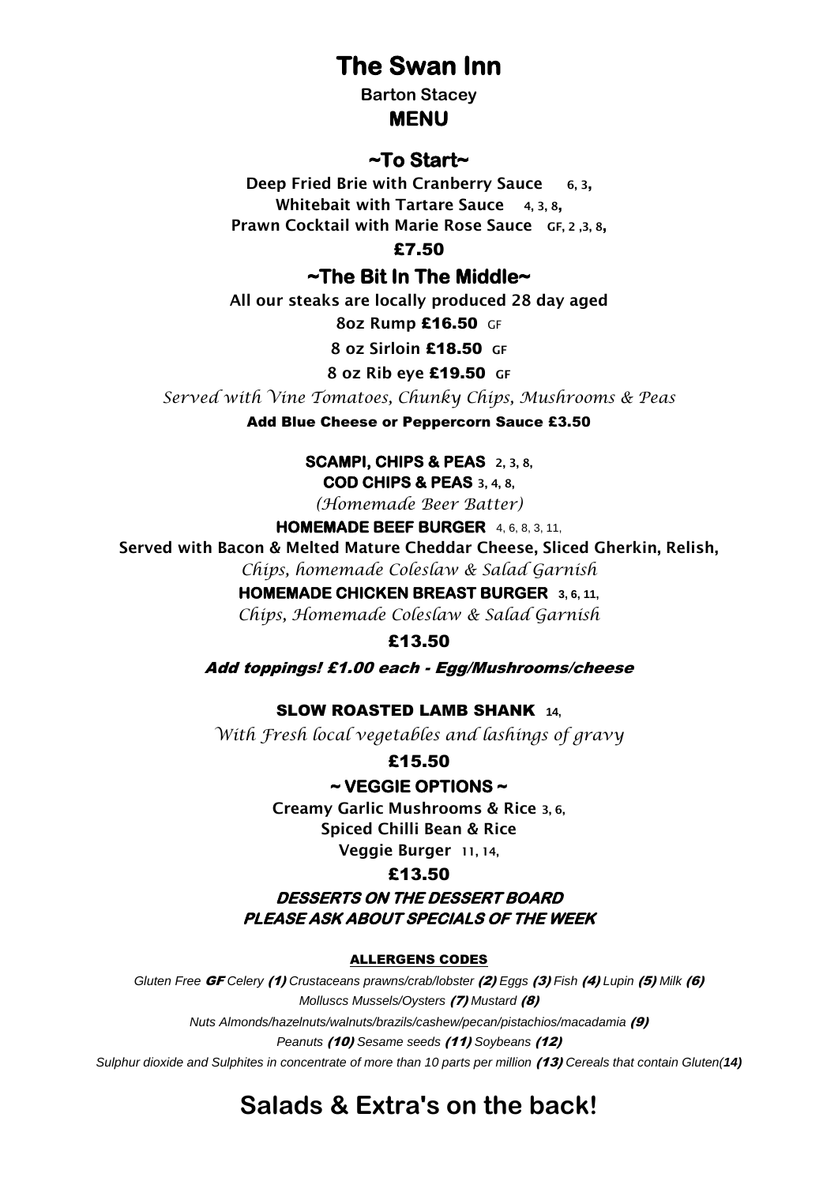# The Swan Inn

**Barton Stacey**

## MENU

## ~To Start~

**Deep Fried Brie with Cranberry Sauce** 6, 3,

**Whitebait with Tartare Sauce** 4, 3, 8,

**Prawn Cocktail with Marie Rose Sauce** GF, 2 ,3, 8,

**£7.50**

## ~The Bit In The Middle~

**All our steaks are locally produced 28 day aged**

**8oz Rump £16.50** GF

**8 oz Sirloin £18.50** GF

**8 oz Rib eye £19.50** GF

*Served with Vine Tomatoes, Chunky Chips, Mushrooms & Peas*

**Add Blue Cheese or Peppercorn Sauce £3.50**

**SCAMPI, CHIPS & PEAS** 2, 3, 8,

**COD CHIPS & PEAS** 3, 4, 8,

*(Homemade Beer Batter)*

**HOMEMADE BEEF BURGER** 4, 6, 8, 3, 11,

**Served with Bacon & Melted Mature Cheddar Cheese, Sliced Gherkin, Relish,**

*Chips, homemade Coleslaw & Salad Garnish*

**HOMEMADE CHICKEN BREAST BURGER** 3, 6, 11,

*Chips, Homemade Coleslaw & Salad Garnish*

**£13.50**

***Add toppings! £1.00 each - Egg/Mushrooms/cheese***

**SLOW ROASTED LAMB SHANK** 14,

*With Fresh local vegetables and lashings of gravy*

**£15.50**

**~ VEGGIE OPTIONS ~**

**Creamy Garlic Mushrooms & Rice** 3, 6,

**Spiced Chilli Bean & Rice**

**Veggie Burger** 11, 14,

**£13.50**

***DESSERTS ON THE DESSERT BOARD***

***PLEASE ASK ABOUT SPECIALS OF THE WEEK***

**ALLERGENS CODES**

*Gluten Free* ***GF*** *Celery* ***(1)*** *Crustaceans prawns/crab/lobster* ***(2)*** *Eggs* ***(3)*** *Fish* ***(4)*** *Lupin* ***(5)*** *Milk* ***(6)***

*Molluscs Mussels/Oysters* ***(7)*** *Mustard* ***(8)***

*Nuts Almonds/hazelnuts/walnuts/brazils/cashew/pecan/pistachios/macadamia* ***(9)***

*Peanuts* ***(10)*** *Sesame seeds* ***(11)*** *Soybeans* ***(12)***

*Sulphur dioxide and Sulphites in concentrate of more than 10 parts per million* ***(13)*** *Cereals that contain Gluten****(14)***

## Salads & Extra's on the back!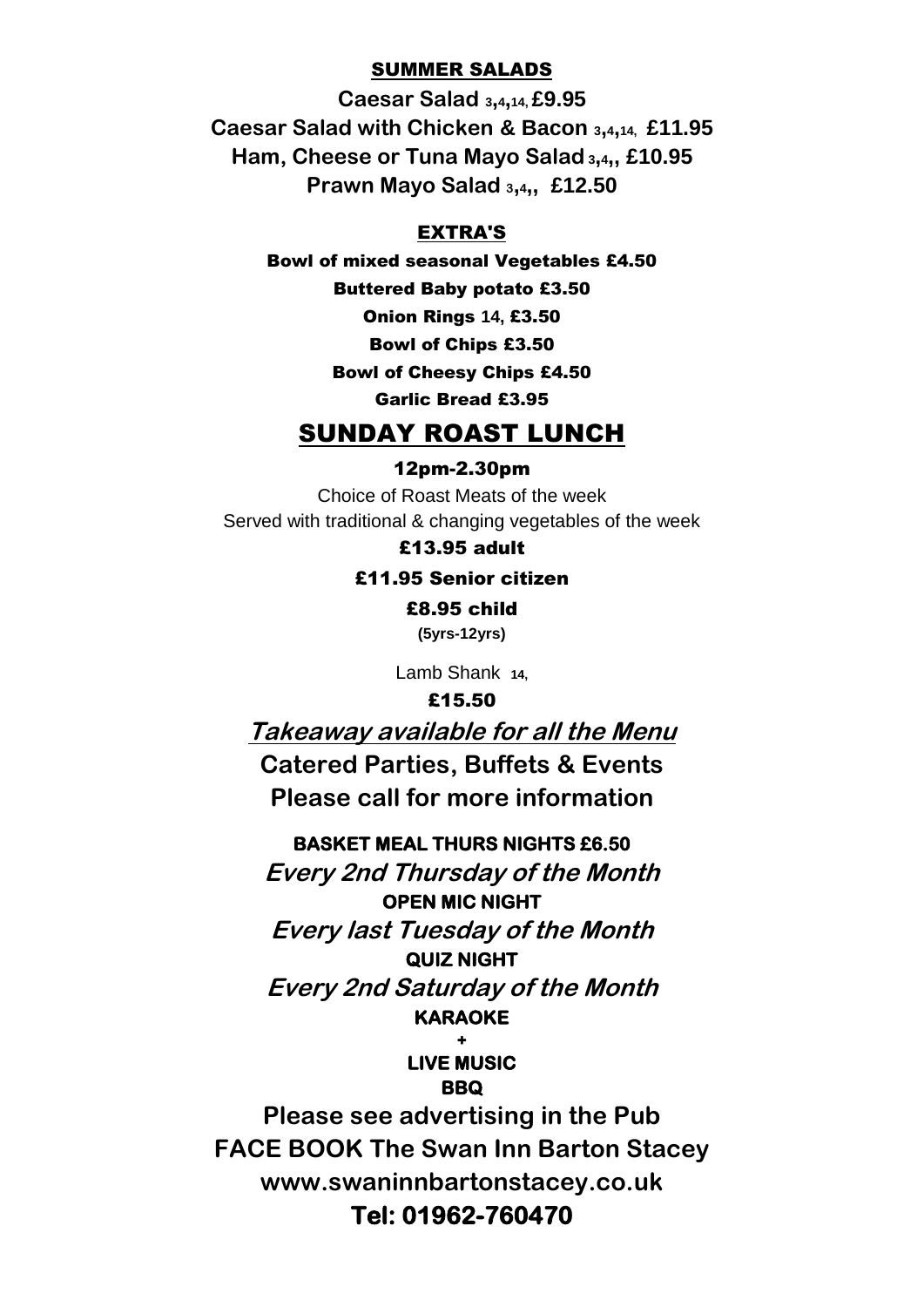## SUMMER SALADS

**Caesar Salad 3,4,14, £9.95**

**Caesar Salad with Chicken & Bacon 3,4,14, £11.95**

**Ham, Cheese or Tuna Mayo Salad 3,4,, £10.95**

**Prawn Mayo Salad 3,4,, £12.50**

## EXTRA'S

**Bowl of mixed seasonal Vegetables £4.50**

**Buttered Baby potato £3.50**

**Onion Rings 14, £3.50**

**Bowl of Chips £3.50**

**Bowl of Cheesy Chips £4.50**

**Garlic Bread £3.95**

# SUNDAY ROAST LUNCH

**12pm-2.30pm**

Choice of Roast Meats of the week

Served with traditional & changing vegetables of the week

**£13.95 adult**

**£11.95 Senior citizen**

**£8.95 child**

**(5yrs-12yrs)**

Lamb Shank 14,

**£15.50**

***Takeaway available for all the Menu***

**Catered Parties, Buffets & Events**

**Please call for more information**

**BASKET MEAL THURS NIGHTS £6.50**

***Every 2nd Thursday of the Month***

**OPEN MIC NIGHT**

***Every last Tuesday of the Month***

**QUIZ NIGHT**

***Every 2nd Saturday of the Month***

**KARAOKE**

**+**

**LIVE MUSIC**

**BBQ**

**Please see advertising in the Pub**

**FACE BOOK The Swan Inn Barton Stacey**

**www.swaninnbartonstacey.co.uk**

**Tel: 01962-760470**